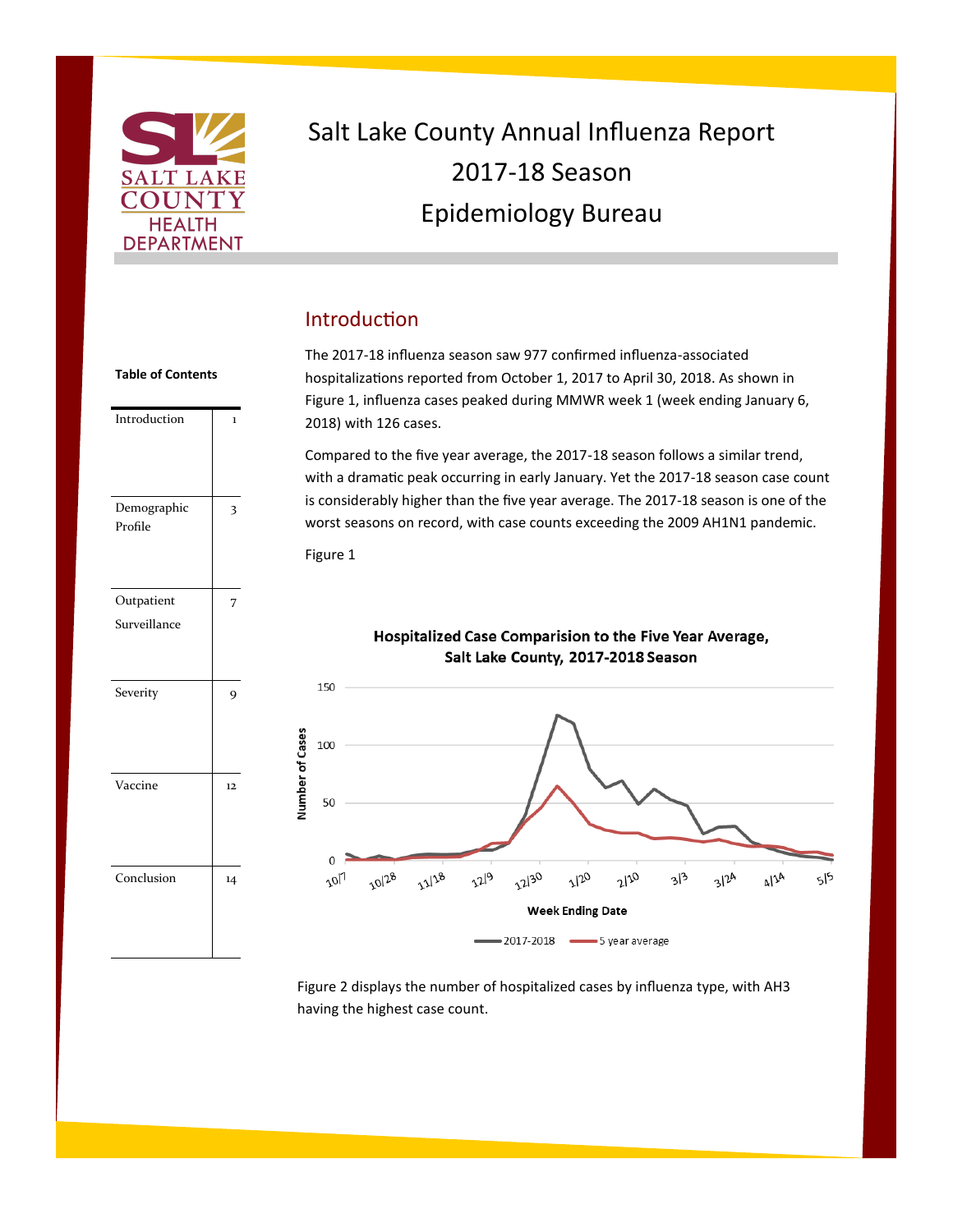SALT LAKE COUNTY HEALTH DEPARTMENT

# Salt Lake County Annual Influenza Report 2017-18 Season Epidemiology Bureau

**Table of Contents**

| | |
|---|---|
| Introduction | 1 |
| Demographic Profile | 3 |
| Outpatient Surveillance | 7 |
| Severity | 9 |
| Vaccine | 12 |
| Conclusion | 14 |

## Introduction

The 2017-18 influenza season saw 977 confirmed influenza-associated hospitalizations reported from October 1, 2017 to April 30, 2018. As shown in Figure 1, influenza cases peaked during MMWR week 1 (week ending January 6, 2018) with 126 cases.

Compared to the five year average, the 2017-18 season follows a similar trend, with a dramatic peak occurring in early January. Yet the 2017-18 season case count is considerably higher than the five year average. The 2017-18 season is one of the worst seasons on record, with case counts exceeding the 2009 AH1N1 pandemic.

Figure 1

**Hospitalized Case Comparision to the Five Year Average, Salt Lake County, 2017-2018 Season**

Number of Cases
0
50
100
150

Week Ending Date
10/7
10/28
11/18
12/9
12/30
1/20
2/10
3/3
3/24
4/14
5/5

2017-2018
5 year average

Figure 2 displays the number of hospitalized cases by influenza type, with AH3 having the highest case count.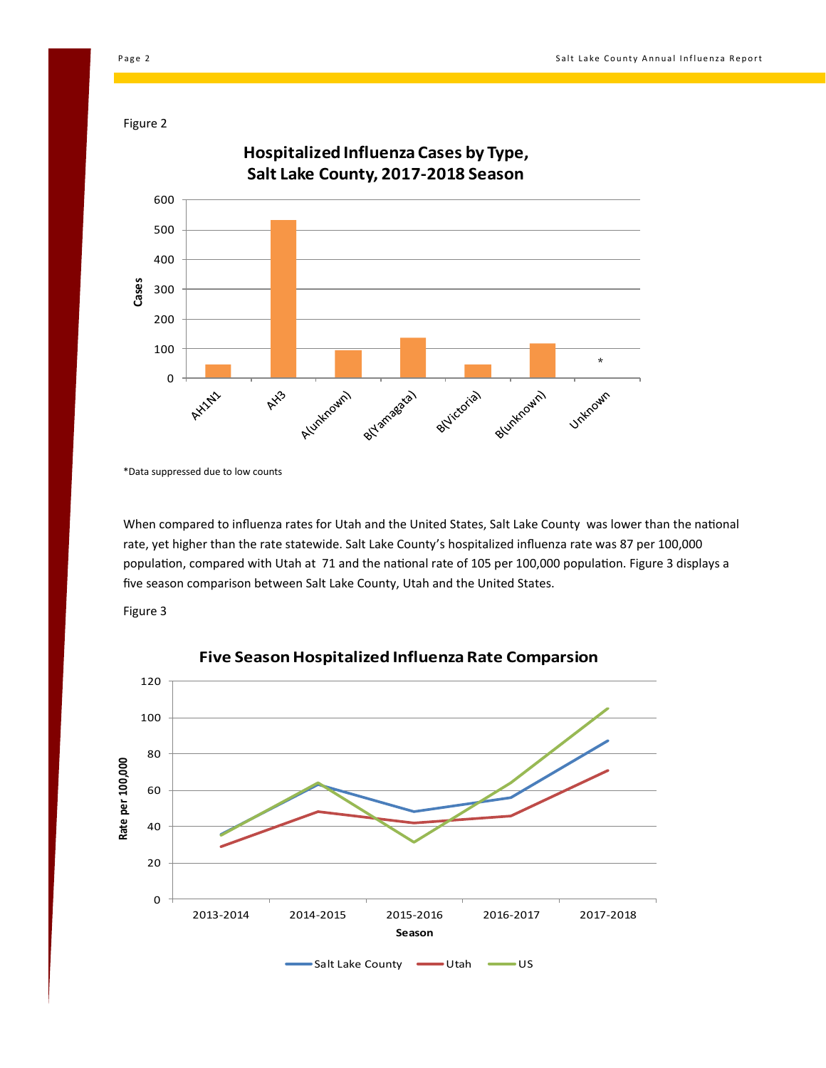Figure 2

**Hospitalized Influenza Cases by Type, Salt Lake County, 2017-2018 Season**

Cases

600
500
400
300
200
100
0

*

AH1N1
AH3
A(unknown)
B(Yamagata)
B(Victoria)
B(unknown)
Unknown

*Data suppressed due to low counts

When compared to influenza rates for Utah and the United States, Salt Lake County was lower than the national rate, yet higher than the rate statewide. Salt Lake County's hospitalized influenza rate was 87 per 100,000 population, compared with Utah at 71 and the national rate of 105 per 100,000 population. Figure 3 displays a five season comparison between Salt Lake County, Utah and the United States.

Figure 3

**Five Season Hospitalized Influenza Rate Comparsion**

Rate per 100,000

120
100
80
60
40
20
0

2013-2014
2014-2015
2015-2016
2016-2017
2017-2018

Season

Salt Lake County
Utah
US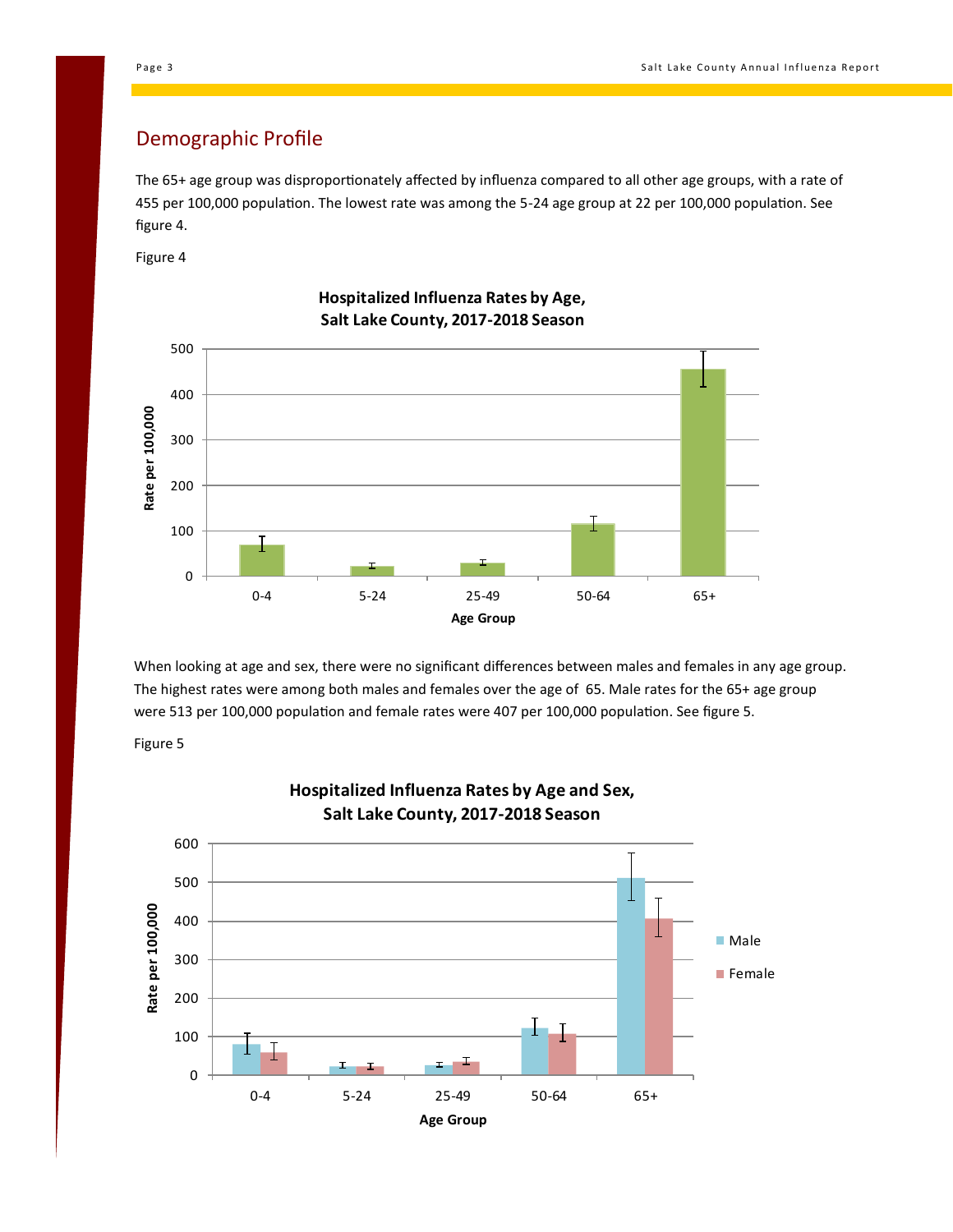## Demographic Profile

The 65+ age group was disproportionately affected by influenza compared to all other age groups, with a rate of 455 per 100,000 population. The lowest rate was among the 5-24 age group at 22 per 100,000 population. See figure 4.

Figure 4

Hospitalized Influenza Rates by Age, Salt Lake County, 2017-2018 Season

Rate per 100,000

500
400
300
200
100
0

0-4
5-24
25-49
50-64
65+

Age Group

When looking at age and sex, there were no significant differences between males and females in any age group. The highest rates were among both males and females over the age of 65. Male rates for the 65+ age group were 513 per 100,000 population and female rates were 407 per 100,000 population. See figure 5.

Figure 5

Hospitalized Influenza Rates by Age and Sex, Salt Lake County, 2017-2018 Season

Rate per 100,000

600
500
400
300
200
100
0

0-4
5-24
25-49
50-64
65+

Age Group

Male
Female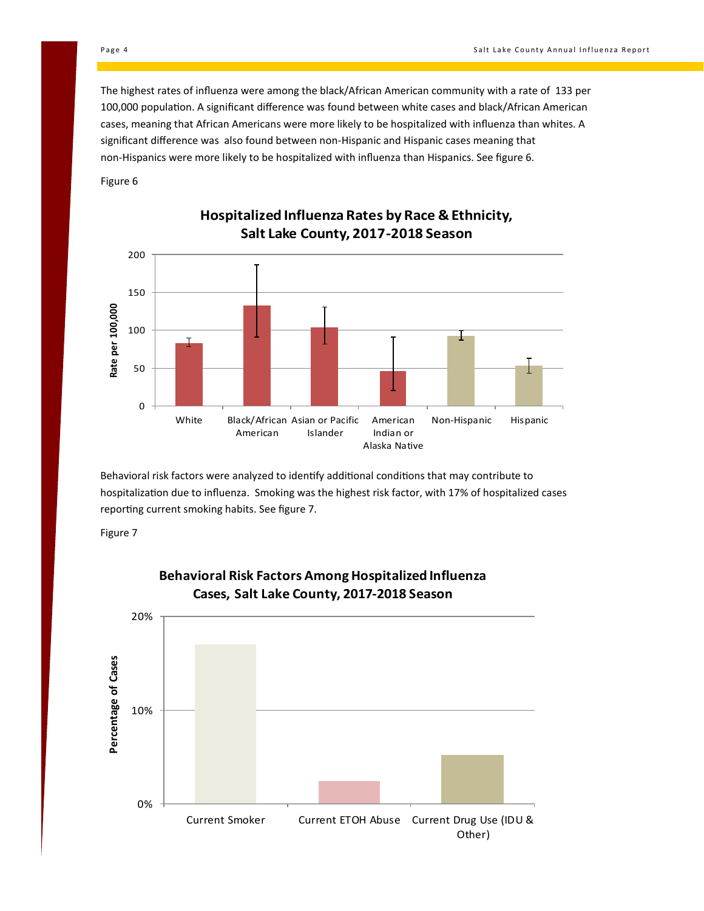The highest rates of influenza were among the black/African American community with a rate of 133 per 100,000 population. A significant difference was found between white cases and black/African American cases, meaning that African Americans were more likely to be hospitalized with influenza than whites. A significant difference was also found between non-Hispanic and Hispanic cases meaning that non-Hispanics were more likely to be hospitalized with influenza than Hispanics. See figure 6.

Figure 6

**Hospitalized Influenza Rates by Race & Ethnicity, Salt Lake County, 2017-2018 Season**

Rate per 100,000

200
150
100
50
0

White
Black/African American
Asian or Pacific Islander
American Indian or Alaska Native
Non-Hispanic
Hispanic

Behavioral risk factors were analyzed to identify additional conditions that may contribute to hospitalization due to influenza. Smoking was the highest risk factor, with 17% of hospitalized cases reporting current smoking habits. See figure 7.

Figure 7

**Behavioral Risk Factors Among Hospitalized Influenza Cases, Salt Lake County, 2017-2018 Season**

Percentage of Cases

20%
10%
0%

Current Smoker
Current ETOH Abuse
Current Drug Use (IDU & Other)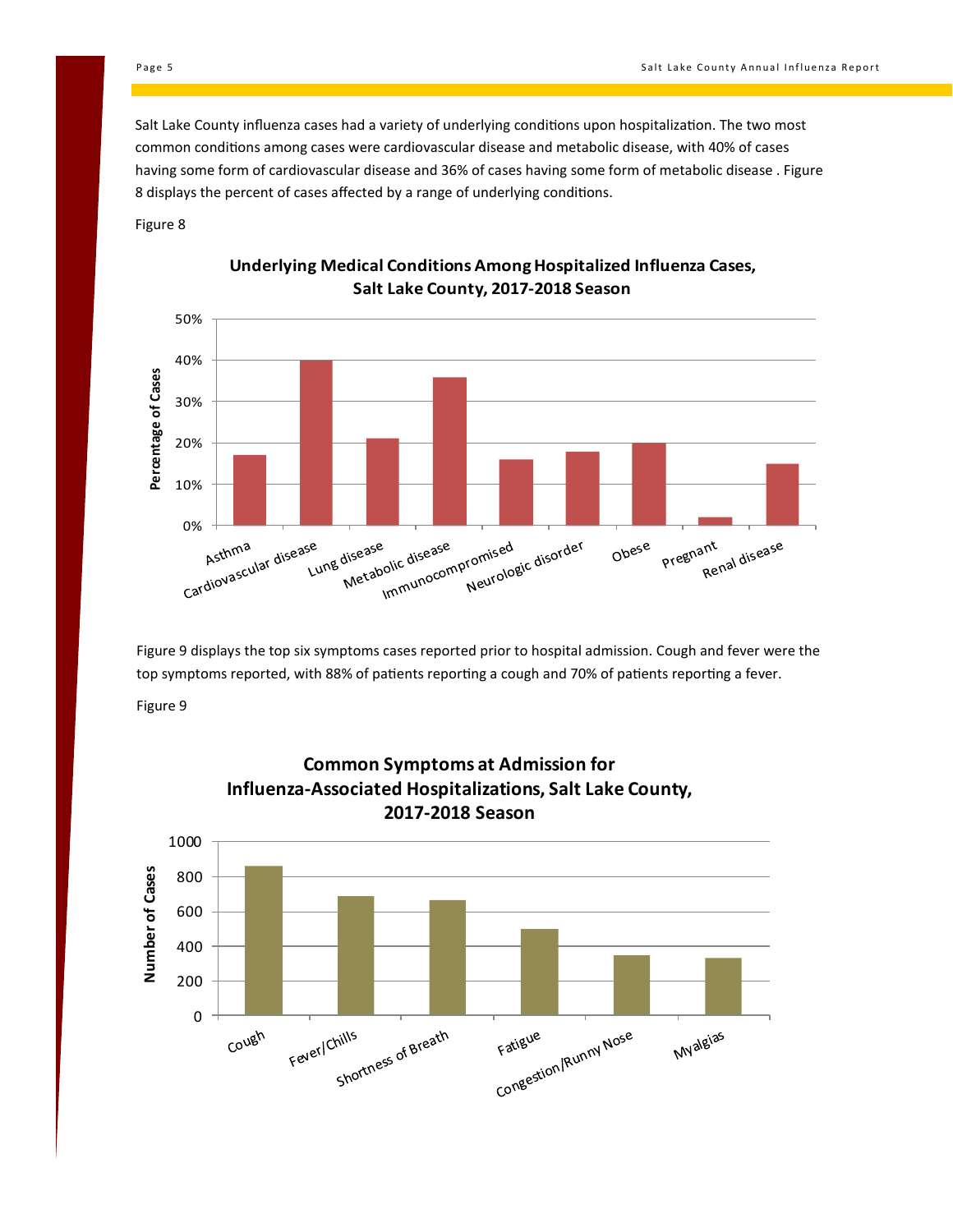Salt Lake County influenza cases had a variety of underlying conditions upon hospitalization. The two most common conditions among cases were cardiovascular disease and metabolic disease, with 40% of cases having some form of cardiovascular disease and 36% of cases having some form of metabolic disease . Figure 8 displays the percent of cases affected by a range of underlying conditions.

Figure 8

**Underlying Medical Conditions Among Hospitalized Influenza Cases, Salt Lake County, 2017-2018 Season**

Percentage of Cases

50%
40%
30%
20%
10%
0%

Asthma
Cardiovascular disease
Lung disease
Metabolic disease
Immunocompromised
Neurologic disorder
Obese
Pregnant
Renal disease

Figure 9 displays the top six symptoms cases reported prior to hospital admission. Cough and fever were the top symptoms reported, with 88% of patients reporting a cough and 70% of patients reporting a fever.

Figure 9

**Common Symptoms at Admission for Influenza-Associated Hospitalizations, Salt Lake County, 2017-2018 Season**

Number of Cases

1000
800
600
400
200
0

Cough
Fever/Chills
Shortness of Breath
Fatigue
Congestion/Runny Nose
Myalgias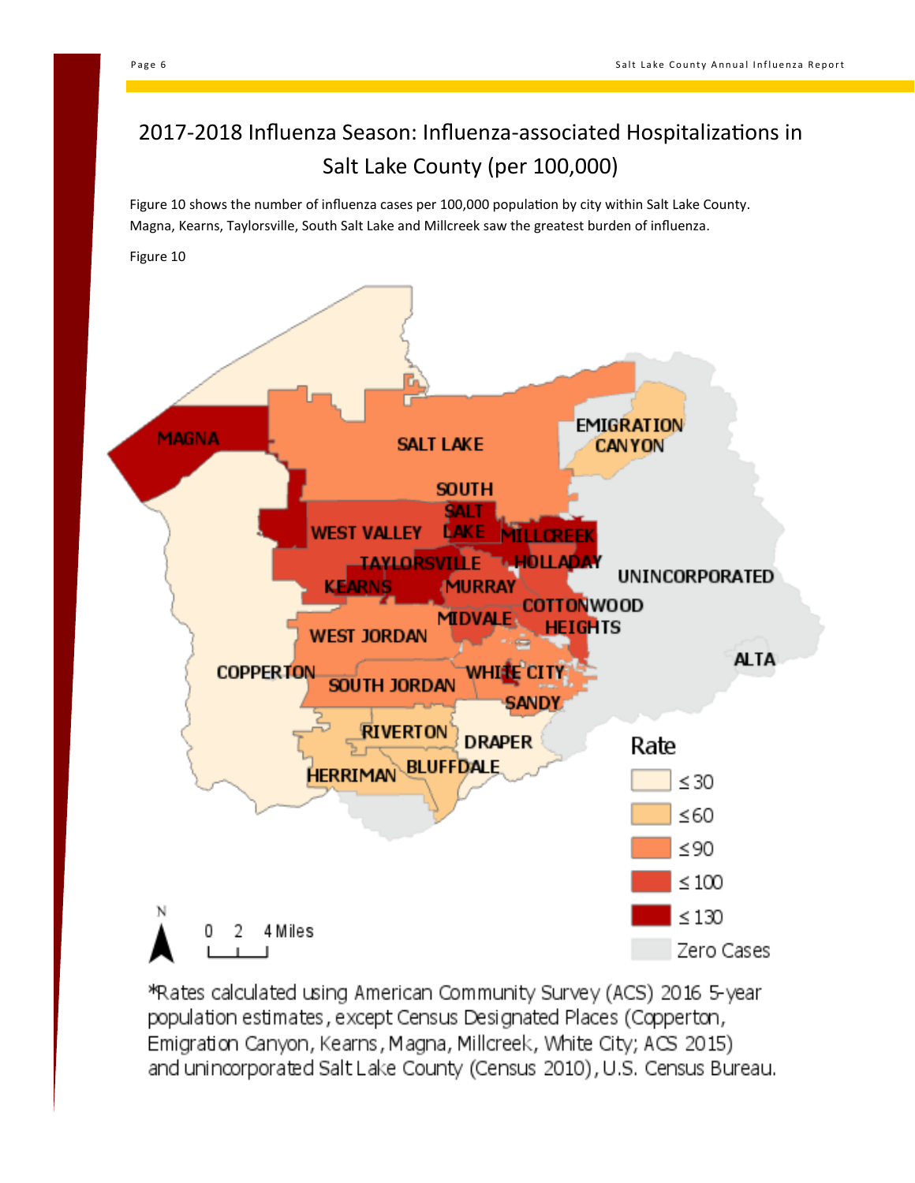## 2017-2018 Influenza Season: Influenza-associated Hospitalizations in Salt Lake County (per 100,000)

Figure 10 shows the number of influenza cases per 100,000 population by city within Salt Lake County. Magna, Kearns, Taylorsville, South Salt Lake and Millcreek saw the greatest burden of influenza.

Figure 10

MAGNA
SALT LAKE
EMIGRATION CANYON
SOUTH SALT LAKE
WEST VALLEY
MILLCREEK
TAYLORSVILLE
HOLLADAY
UNINCORPORATED
KEARNS
MURRAY
COTTONWOOD HEIGHTS
MIDVALE
WEST JORDAN
ALTA
COPPERTON
SOUTH JORDAN
WHITE CITY
SANDY
RIVERTON
DRAPER
HERRIMAN
BLUFFDALE

Rate
≤ 30
≤ 60
≤ 90
≤ 100
≤ 130
Zero Cases

N
0 2 4 Miles

*Rates calculated using American Community Survey (ACS) 2016 5-year population estimates, except Census Designated Places (Copperton, Emigration Canyon, Kearns, Magna, Millcreek, White City; ACS 2015) and unincorporated Salt Lake County (Census 2010), U.S. Census Bureau.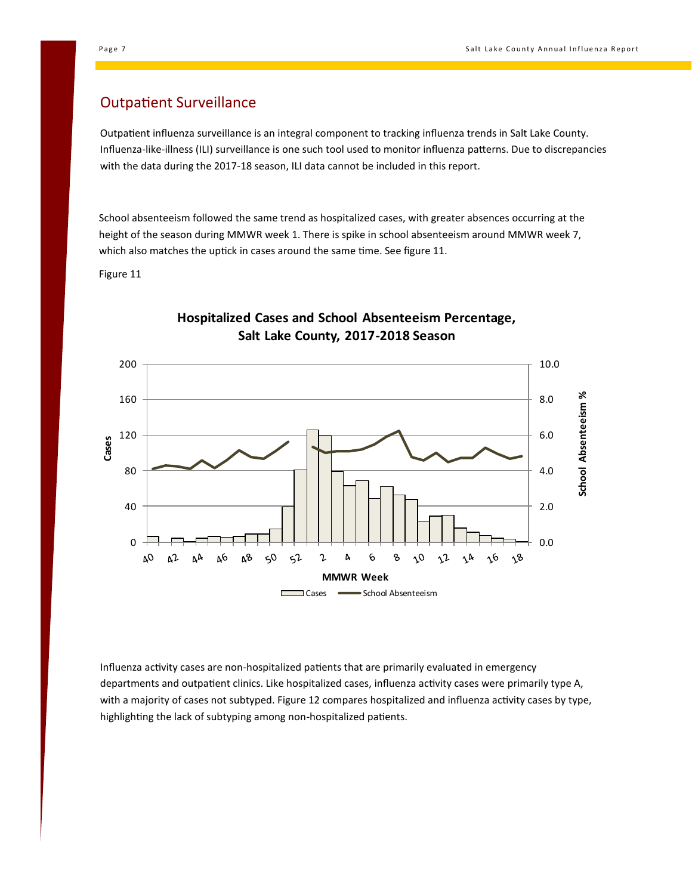## Outpatient Surveillance

Outpatient influenza surveillance is an integral component to tracking influenza trends in Salt Lake County. Influenza-like-illness (ILI) surveillance is one such tool used to monitor influenza patterns. Due to discrepancies with the data during the 2017-18 season, ILI data cannot be included in this report.

School absenteeism followed the same trend as hospitalized cases, with greater absences occurring at the height of the season during MMWR week 1. There is spike in school absenteeism around MMWR week 7, which also matches the uptick in cases around the same time. See figure 11.

Figure 11

**Hospitalized Cases and School Absenteeism Percentage, Salt Lake County, 2017-2018 Season**

Cases

200
160
120
80
40
0

School Absenteeism %

10.0
8.0
6.0
4.0
2.0
0.0

40 42 44 46 48 50 52 2 4 6 8 10 12 14 16 18

MMWR Week

Cases   School Absenteeism

Influenza activity cases are non-hospitalized patients that are primarily evaluated in emergency departments and outpatient clinics. Like hospitalized cases, influenza activity cases were primarily type A, with a majority of cases not subtyped. Figure 12 compares hospitalized and influenza activity cases by type, highlighting the lack of subtyping among non-hospitalized patients.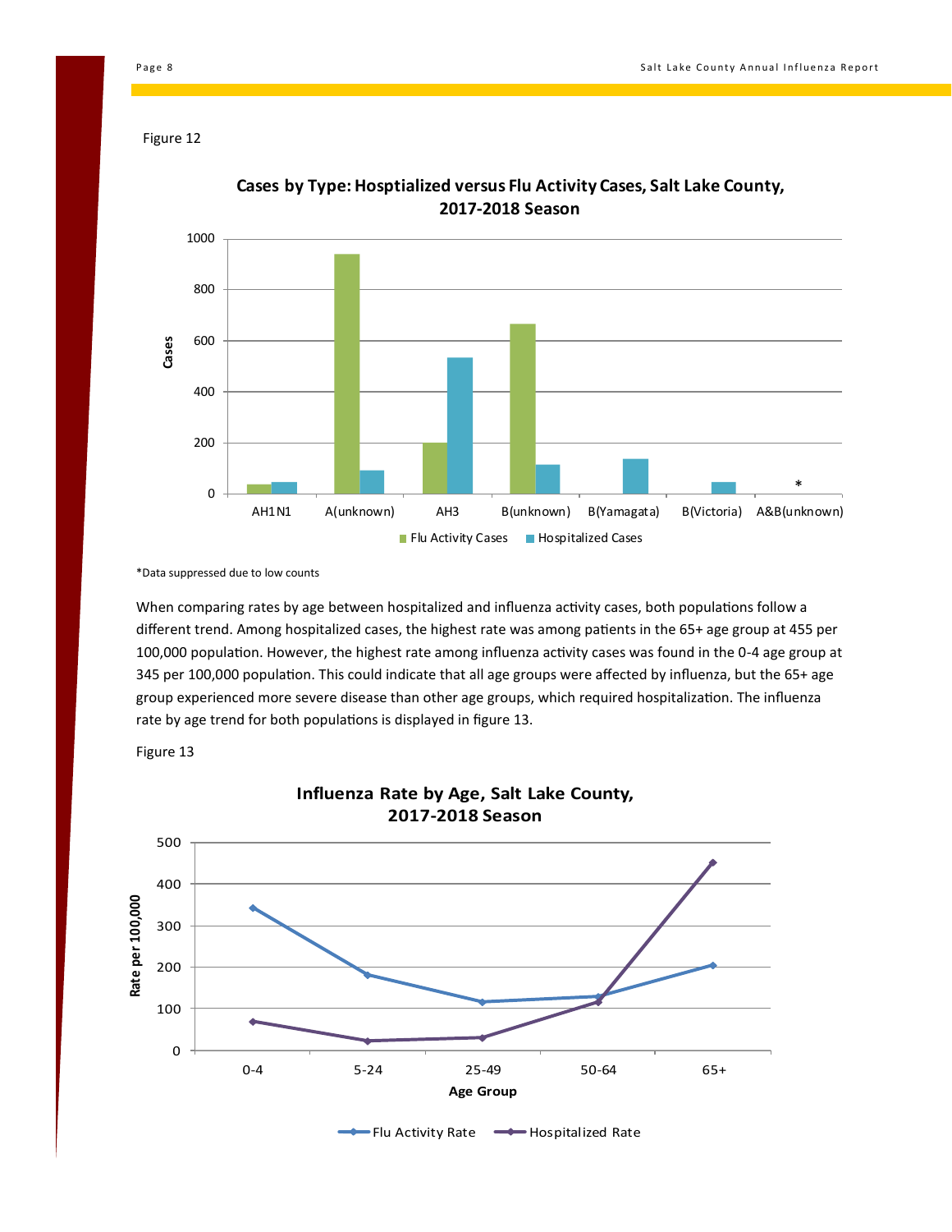Figure 12

**Cases by Type: Hosptialized versus Flu Activity Cases, Salt Lake County, 2017-2018 Season**

*Data suppressed due to low counts

When comparing rates by age between hospitalized and influenza activity cases, both populations follow a different trend. Among hospitalized cases, the highest rate was among patients in the 65+ age group at 455 per 100,000 population. However, the highest rate among influenza activity cases was found in the 0-4 age group at 345 per 100,000 population. This could indicate that all age groups were affected by influenza, but the 65+ age group experienced more severe disease than other age groups, which required hospitalization. The influenza rate by age trend for both populations is displayed in figure 13.

Figure 13

**Influenza Rate by Age, Salt Lake County, 2017-2018 Season**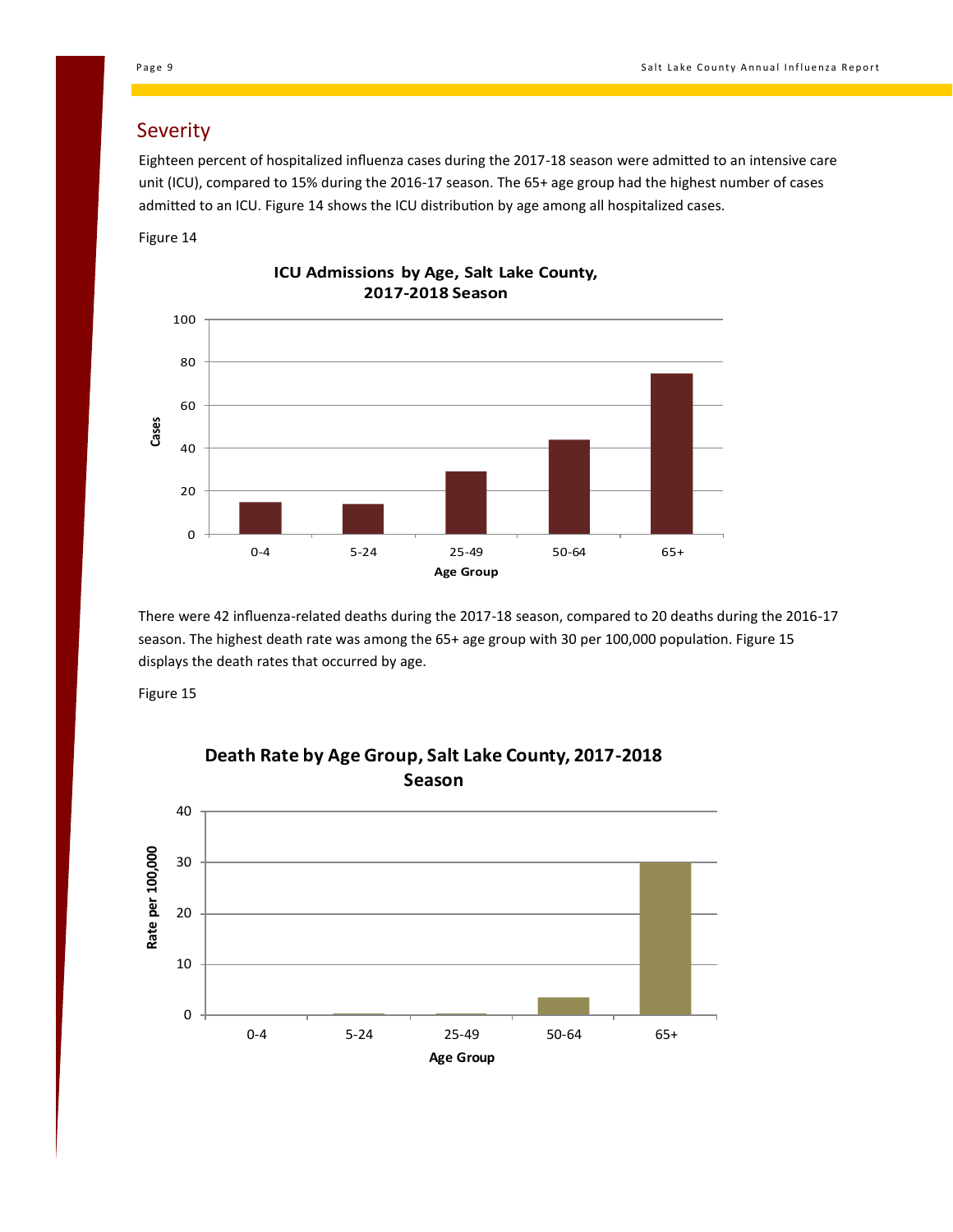## Severity

Eighteen percent of hospitalized influenza cases during the 2017-18 season were admitted to an intensive care unit (ICU), compared to 15% during the 2016-17 season. The 65+ age group had the highest number of cases admitted to an ICU. Figure 14 shows the ICU distribution by age among all hospitalized cases.

Figure 14

ICU Admissions by Age, Salt Lake County, 2017-2018 Season

Cases

100
80
60
40
20
0

0-4
5-24
25-49
50-64
65+

Age Group

There were 42 influenza-related deaths during the 2017-18 season, compared to 20 deaths during the 2016-17 season. The highest death rate was among the 65+ age group with 30 per 100,000 population. Figure 15 displays the death rates that occurred by age.

Figure 15

Death Rate by Age Group, Salt Lake County, 2017-2018 Season

Rate per 100,000

40
30
20
10
0

0-4
5-24
25-49
50-64
65+

Age Group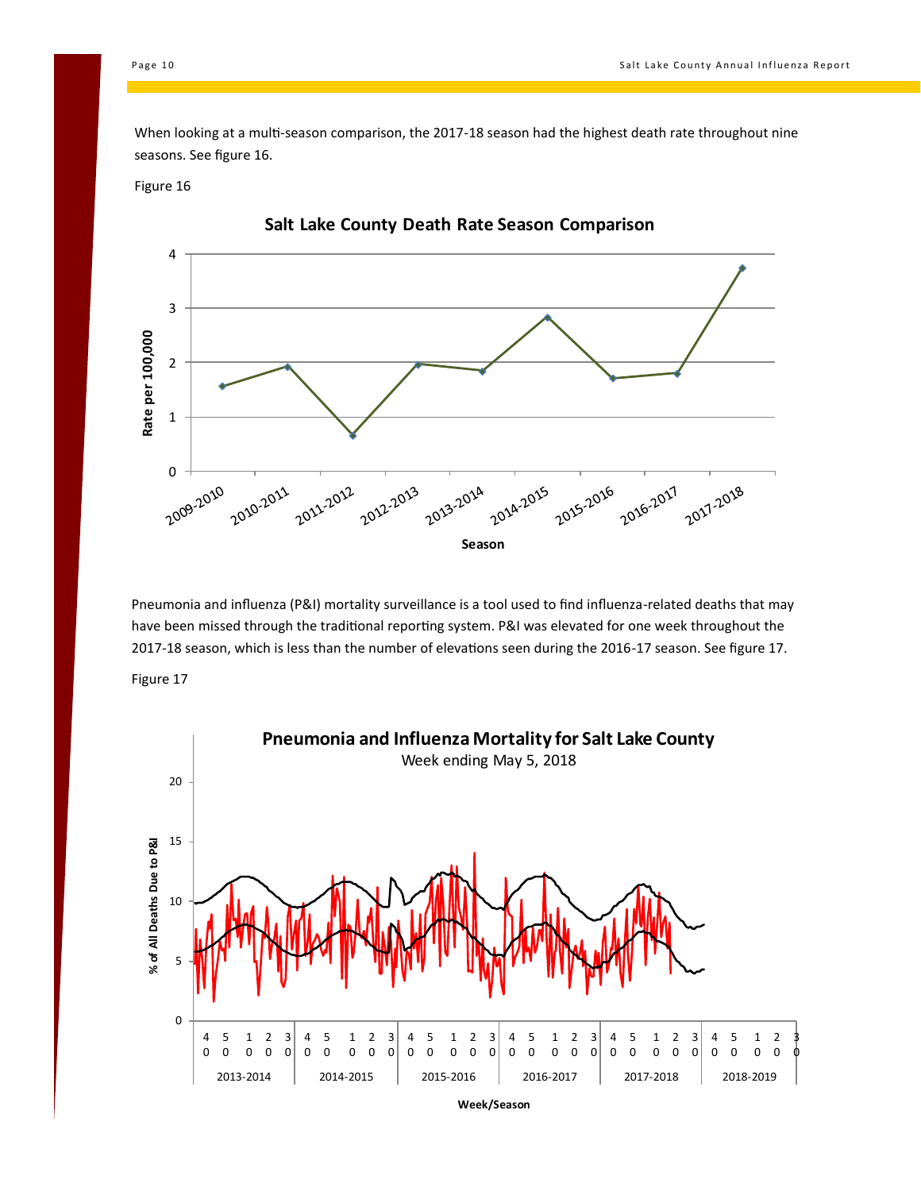When looking at a multi-season comparison, the 2017-18 season had the highest death rate throughout nine seasons. See figure 16.

Figure 16

**Salt Lake County Death Rate Season Comparison**

Rate per 100,000

4
3
2
1
0

2009-2010
2010-2011
2011-2012
2012-2013
2013-2014
2014-2015
2015-2016
2016-2017
2017-2018

Season

Pneumonia and influenza (P&I) mortality surveillance is a tool used to find influenza-related deaths that may have been missed through the traditional reporting system. P&I was elevated for one week throughout the 2017-18 season, which is less than the number of elevations seen during the 2016-17 season. See figure 17.

Figure 17

**Pneumonia and Influenza Mortality for Salt Lake County**

Week ending May 5, 2018

% of All Deaths Due to P&I

20
15
10
5
0

40 50 10 20 30 | 40 50 10 20 30 | 40 50 10 20 30 | 40 50 10 20 30 | 40 50 10 20 30 | 40 50 10 20 30

2013-2014
2014-2015
2015-2016
2016-2017
2017-2018
2018-2019

Week/Season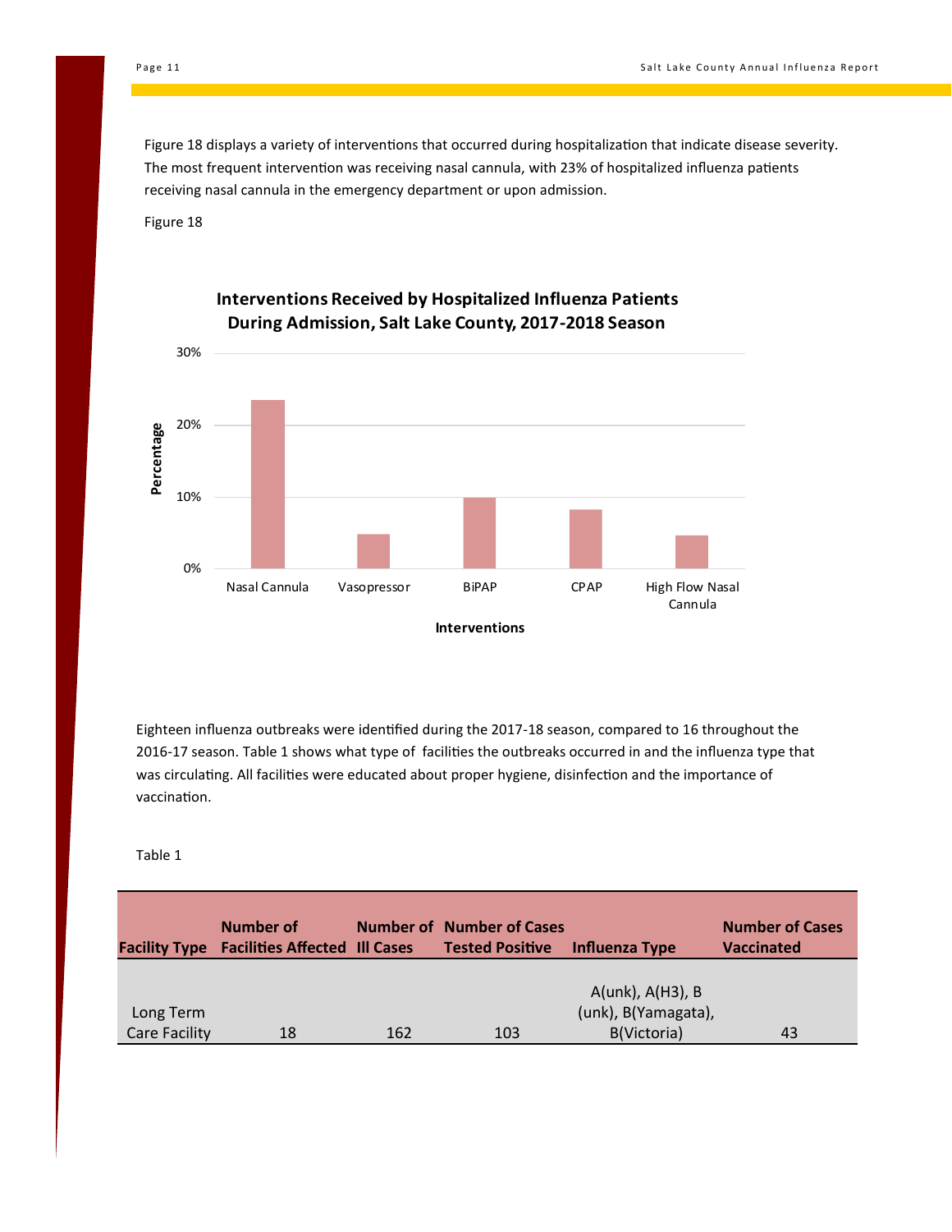Figure 18 displays a variety of interventions that occurred during hospitalization that indicate disease severity. The most frequent intervention was receiving nasal cannula, with 23% of hospitalized influenza patients receiving nasal cannula in the emergency department or upon admission.

Figure 18

**Interventions Received by Hospitalized Influenza Patients During Admission, Salt Lake County, 2017-2018 Season**

Percentage

30%
20%
10%
0%

Nasal Cannula
Vasopressor
BiPAP
CPAP
High Flow Nasal Cannula

Interventions

Eighteen influenza outbreaks were identified during the 2017-18 season, compared to 16 throughout the 2016-17 season. Table 1 shows what type of facilities the outbreaks occurred in and the influenza type that was circulating. All facilities were educated about proper hygiene, disinfection and the importance of vaccination.

Table 1

| Facility Type | Number of Facilities Affected | Number of Ill Cases | Number of Cases Tested Positive | Influenza Type | Number of Cases Vaccinated |
|---|---|---|---|---|---|
| Long Term Care Facility | 18 | 162 | 103 | A(unk), A(H3), B (unk), B(Yamagata), B(Victoria) | 43 |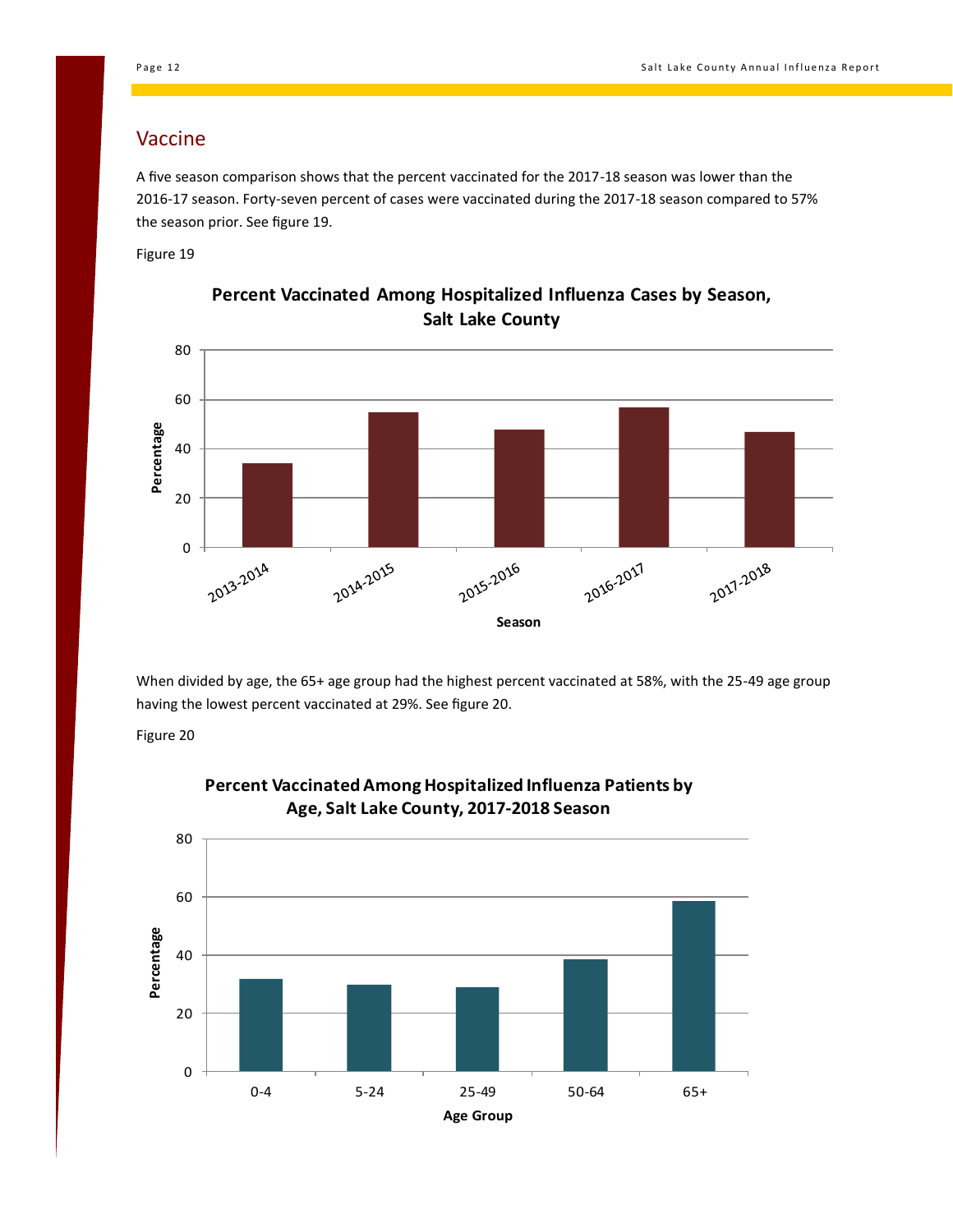## Vaccine

A five season comparison shows that the percent vaccinated for the 2017-18 season was lower than the 2016-17 season. Forty-seven percent of cases were vaccinated during the 2017-18 season compared to 57% the season prior. See figure 19.

Figure 19

**Percent Vaccinated Among Hospitalized Influenza Cases by Season, Salt Lake County**

Percentage

80
60
40
20
0

2013-2014
2014-2015
2015-2016
2016-2017
2017-2018

Season

When divided by age, the 65+ age group had the highest percent vaccinated at 58%, with the 25-49 age group having the lowest percent vaccinated at 29%. See figure 20.

Figure 20

**Percent Vaccinated Among Hospitalized Influenza Patients by Age, Salt Lake County, 2017-2018 Season**

Percentage

80
60
40
20
0

0-4
5-24
25-49
50-64
65+

Age Group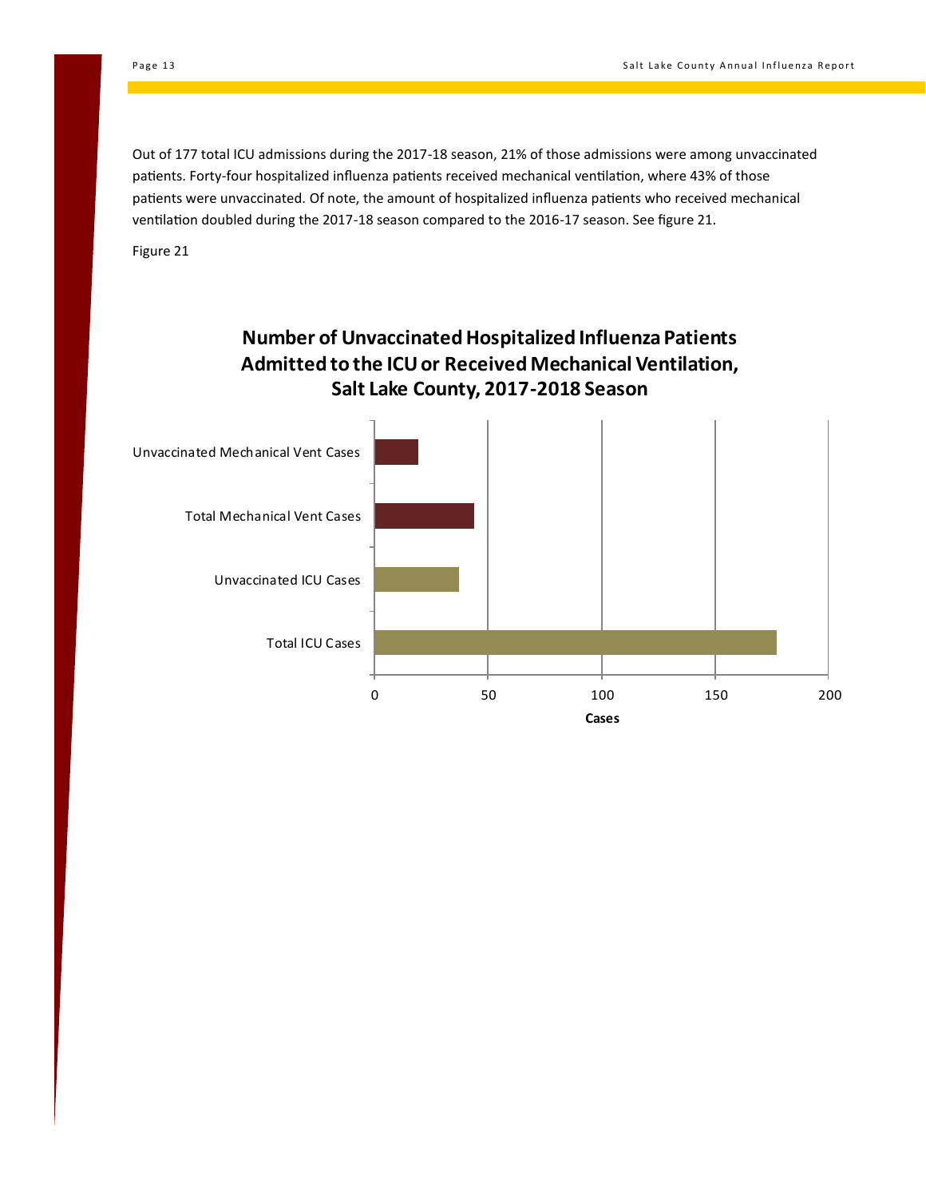Out of 177 total ICU admissions during the 2017-18 season, 21% of those admissions were among unvaccinated patients. Forty-four hospitalized influenza patients received mechanical ventilation, where 43% of those patients were unvaccinated. Of note, the amount of hospitalized influenza patients who received mechanical ventilation doubled during the 2017-18 season compared to the 2016-17 season. See figure 21.

Figure 21

**Number of Unvaccinated Hospitalized Influenza Patients Admitted to the ICU or Received Mechanical Ventilation, Salt Lake County, 2017-2018 Season**

Unvaccinated Mechanical Vent Cases

Total Mechanical Vent Cases

Unvaccinated ICU Cases

Total ICU Cases

0
50
100
150
200

**Cases**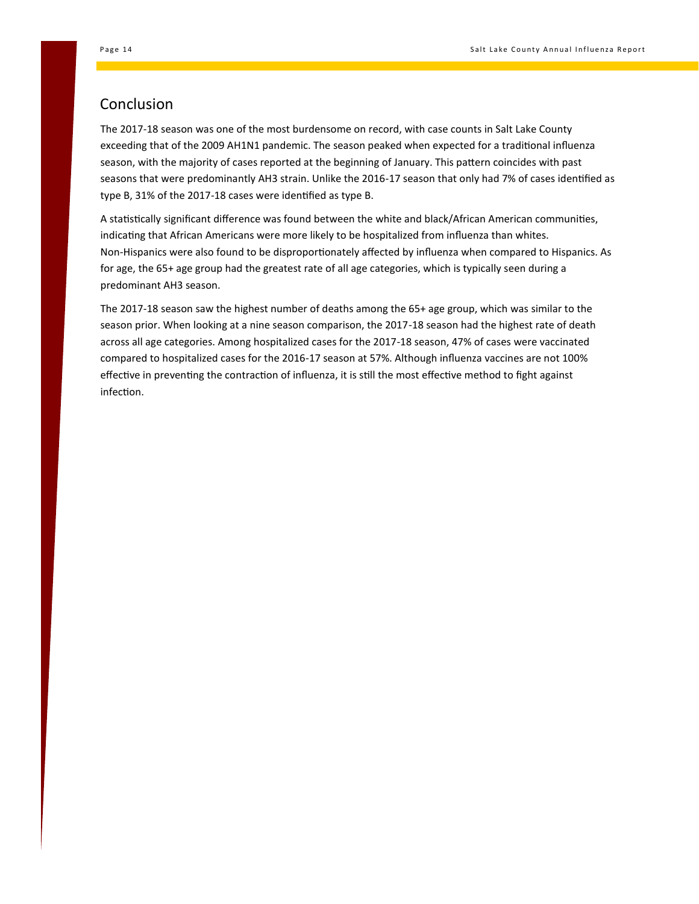## Conclusion

The 2017-18 season was one of the most burdensome on record, with case counts in Salt Lake County exceeding that of the 2009 AH1N1 pandemic. The season peaked when expected for a traditional influenza season, with the majority of cases reported at the beginning of January. This pattern coincides with past seasons that were predominantly AH3 strain. Unlike the 2016-17 season that only had 7% of cases identified as type B, 31% of the 2017-18 cases were identified as type B.

A statistically significant difference was found between the white and black/African American communities, indicating that African Americans were more likely to be hospitalized from influenza than whites. Non-Hispanics were also found to be disproportionately affected by influenza when compared to Hispanics. As for age, the 65+ age group had the greatest rate of all age categories, which is typically seen during a predominant AH3 season.

The 2017-18 season saw the highest number of deaths among the 65+ age group, which was similar to the season prior. When looking at a nine season comparison, the 2017-18 season had the highest rate of death across all age categories. Among hospitalized cases for the 2017-18 season, 47% of cases were vaccinated compared to hospitalized cases for the 2016-17 season at 57%. Although influenza vaccines are not 100% effective in preventing the contraction of influenza, it is still the most effective method to fight against infection.